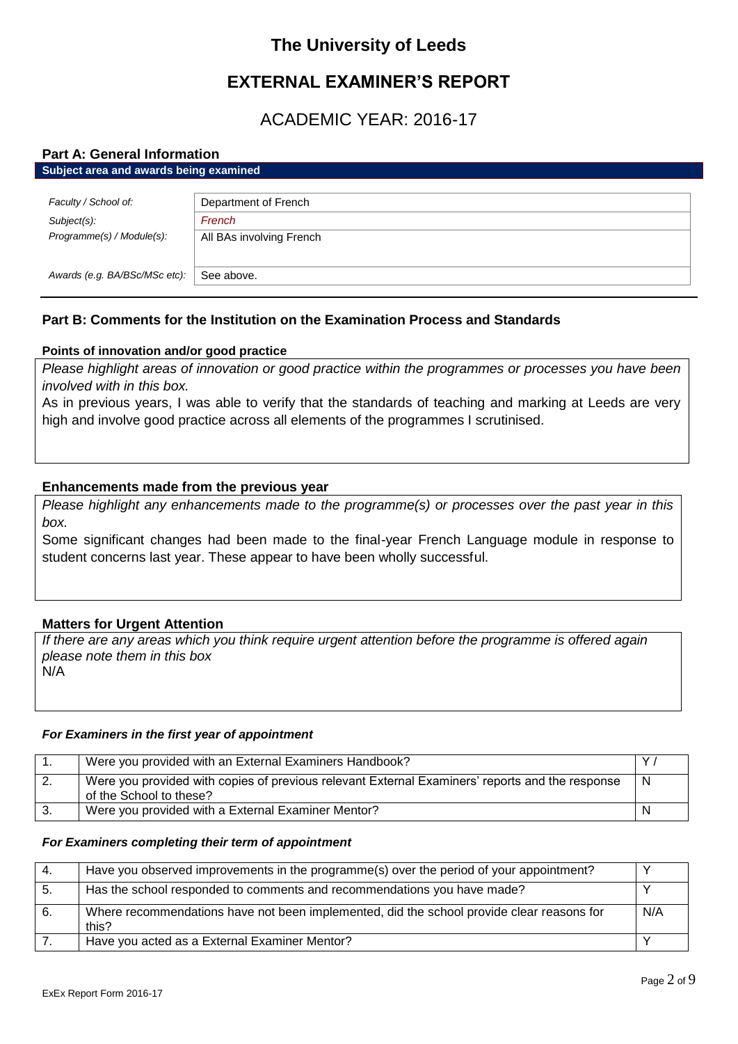# The University of Leeds

## EXTERNAL EXAMINER'S REPORT

## ACADEMIC YEAR: 2016-17

### Part A: General Information

**Subject area and awards being examined**

| | |
|---|---|
| *Faculty / School of:* | Department of French |
| *Subject(s):* | *French* |
| *Programme(s) / Module(s):* | All BAs involving French |
| *Awards (e.g. BA/BSc/MSc etc):* | See above. |

### Part B: Comments for the Institution on the Examination Process and Standards

#### Points of innovation and/or good practice

*Please highlight areas of innovation or good practice within the programmes or processes you have been involved with in this box.*

As in previous years, I was able to verify that the standards of teaching and marking at Leeds are very high and involve good practice across all elements of the programmes I scrutinised.

#### Enhancements made from the previous year

*Please highlight any enhancements made to the programme(s) or processes over the past year in this box.*

Some significant changes had been made to the final-year French Language module in response to student concerns last year. These appear to have been wholly successful.

#### Matters for Urgent Attention

*If there are any areas which you think require urgent attention before the programme is offered again please note them in this box*

N/A

***For Examiners in the first year of appointment***

| | | |
|---|---|---|
| 1. | Were you provided with an External Examiners Handbook? | Y / |
| 2. | Were you provided with copies of previous relevant External Examiners' reports and the response of the School to these? | N |
| 3. | Were you provided with a External Examiner Mentor? | N |

***For Examiners completing their term of appointment***

| | | |
|---|---|---|
| 4. | Have you observed improvements in the programme(s) over the period of your appointment? | Y |
| 5. | Has the school responded to comments and recommendations you have made? | Y |
| 6. | Where recommendations have not been implemented, did the school provide clear reasons for this? | N/A |
| 7. | Have you acted as a External Examiner Mentor? | Y |

ExEx Report Form 2016-17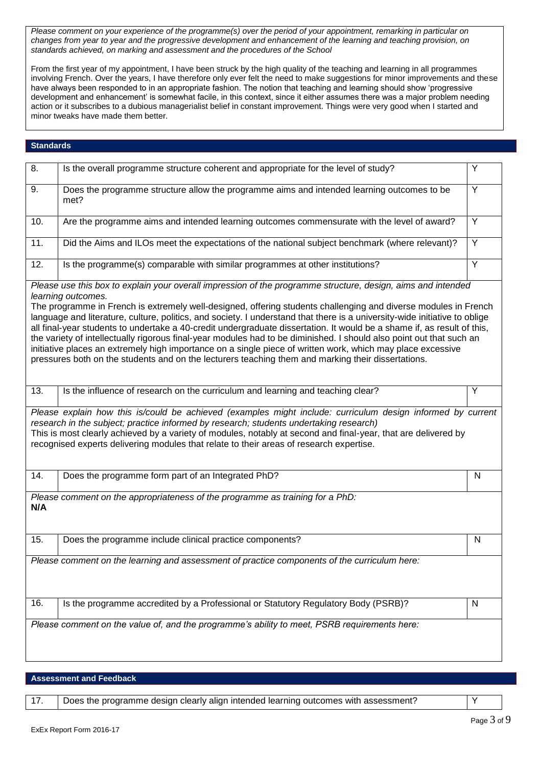*Please comment on your experience of the programme(s) over the period of your appointment, remarking in particular on changes from year to year and the progressive development and enhancement of the learning and teaching provision, on standards achieved, on marking and assessment and the procedures of the School*

From the first year of my appointment, I have been struck by the high quality of the teaching and learning in all programmes involving French. Over the years, I have therefore only ever felt the need to make suggestions for minor improvements and these have always been responded to in an appropriate fashion. The notion that teaching and learning should show 'progressive development and enhancement' is somewhat facile, in this context, since it either assumes there was a major problem needing action or it subscribes to a dubious managerialist belief in constant improvement. Things were very good when I started and minor tweaks have made them better.

## Standards

| | | |
|---|---|---|
| 8. | Is the overall programme structure coherent and appropriate for the level of study? | Y |
| 9. | Does the programme structure allow the programme aims and intended learning outcomes to be met? | Y |
| 10. | Are the programme aims and intended learning outcomes commensurate with the level of award? | Y |
| 11. | Did the Aims and ILOs meet the expectations of the national subject benchmark (where relevant)? | Y |
| 12. | Is the programme(s) comparable with similar programmes at other institutions? | Y |

*Please use this box to explain your overall impression of the programme structure, design, aims and intended learning outcomes.*

The programme in French is extremely well-designed, offering students challenging and diverse modules in French language and literature, culture, politics, and society. I understand that there is a university-wide initiative to oblige all final-year students to undertake a 40-credit undergraduate dissertation. It would be a shame if, as result of this, the variety of intellectually rigorous final-year modules had to be diminished. I should also point out that such an initiative places an extremely high importance on a single piece of written work, which may place excessive pressures both on the students and on the lecturers teaching them and marking their dissertations.

| | | |
|---|---|---|
| 13. | Is the influence of research on the curriculum and learning and teaching clear? | Y |

*Please explain how this is/could be achieved (examples might include: curriculum design informed by current research in the subject; practice informed by research; students undertaking research)*

This is most clearly achieved by a variety of modules, notably at second and final-year, that are delivered by recognised experts delivering modules that relate to their areas of research expertise.

| | | |
|---|---|---|
| 14. | Does the programme form part of an Integrated PhD? | N |

*Please comment on the appropriateness of the programme as training for a PhD:*

**N/A**

| | | |
|---|---|---|
| 15. | Does the programme include clinical practice components? | N |

*Please comment on the learning and assessment of practice components of the curriculum here:*

| | | |
|---|---|---|
| 16. | Is the programme accredited by a Professional or Statutory Regulatory Body (PSRB)? | N |

*Please comment on the value of, and the programme's ability to meet, PSRB requirements here:*

## Assessment and Feedback

| | | |
|---|---|---|
| 17. | Does the programme design clearly align intended learning outcomes with assessment? | Y |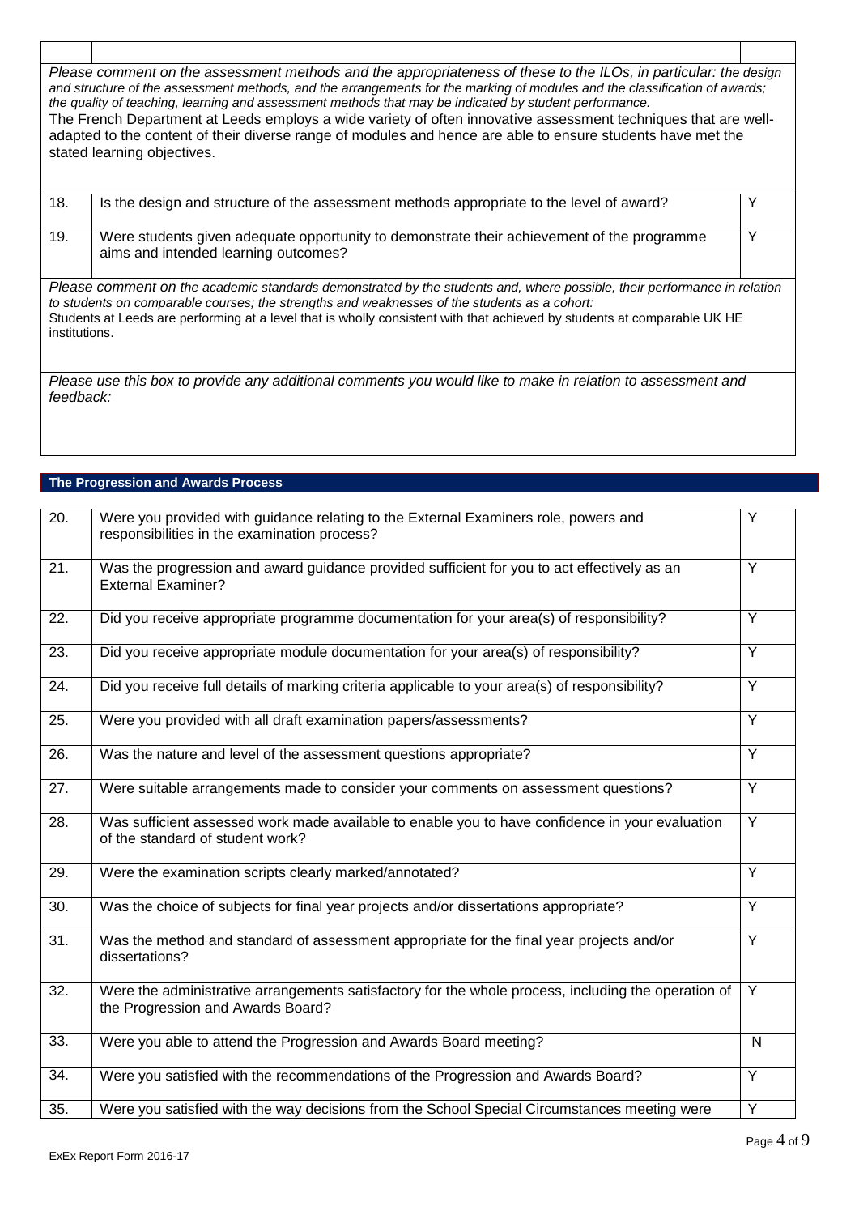*Please comment on the assessment methods and the appropriateness of these to the ILOs, in particular: the design and structure of the assessment methods, and the arrangements for the marking of modules and the classification of awards; the quality of teaching, learning and assessment methods that may be indicated by student performance.*

The French Department at Leeds employs a wide variety of often innovative assessment techniques that are well-adapted to the content of their diverse range of modules and hence are able to ensure students have met the stated learning objectives.

| | | |
|---|---|---|
| 18. | Is the design and structure of the assessment methods appropriate to the level of award? | Y |
| 19. | Were students given adequate opportunity to demonstrate their achievement of the programme aims and intended learning outcomes? | Y |

*Please comment on the academic standards demonstrated by the students and, where possible, their performance in relation to students on comparable courses; the strengths and weaknesses of the students as a cohort:*

Students at Leeds are performing at a level that is wholly consistent with that achieved by students at comparable UK HE institutions.

*Please use this box to provide any additional comments you would like to make in relation to assessment and feedback:*

## The Progression and Awards Process

| | | |
|---|---|---|
| 20. | Were you provided with guidance relating to the External Examiners role, powers and responsibilities in the examination process? | Y |
| 21. | Was the progression and award guidance provided sufficient for you to act effectively as an External Examiner? | Y |
| 22. | Did you receive appropriate programme documentation for your area(s) of responsibility? | Y |
| 23. | Did you receive appropriate module documentation for your area(s) of responsibility? | Y |
| 24. | Did you receive full details of marking criteria applicable to your area(s) of responsibility? | Y |
| 25. | Were you provided with all draft examination papers/assessments? | Y |
| 26. | Was the nature and level of the assessment questions appropriate? | Y |
| 27. | Were suitable arrangements made to consider your comments on assessment questions? | Y |
| 28. | Was sufficient assessed work made available to enable you to have confidence in your evaluation of the standard of student work? | Y |
| 29. | Were the examination scripts clearly marked/annotated? | Y |
| 30. | Was the choice of subjects for final year projects and/or dissertations appropriate? | Y |
| 31. | Was the method and standard of assessment appropriate for the final year projects and/or dissertations? | Y |
| 32. | Were the administrative arrangements satisfactory for the whole process, including the operation of the Progression and Awards Board? | Y |
| 33. | Were you able to attend the Progression and Awards Board meeting? | N |
| 34. | Were you satisfied with the recommendations of the Progression and Awards Board? | Y |
| 35. | Were you satisfied with the way decisions from the School Special Circumstances meeting were | Y |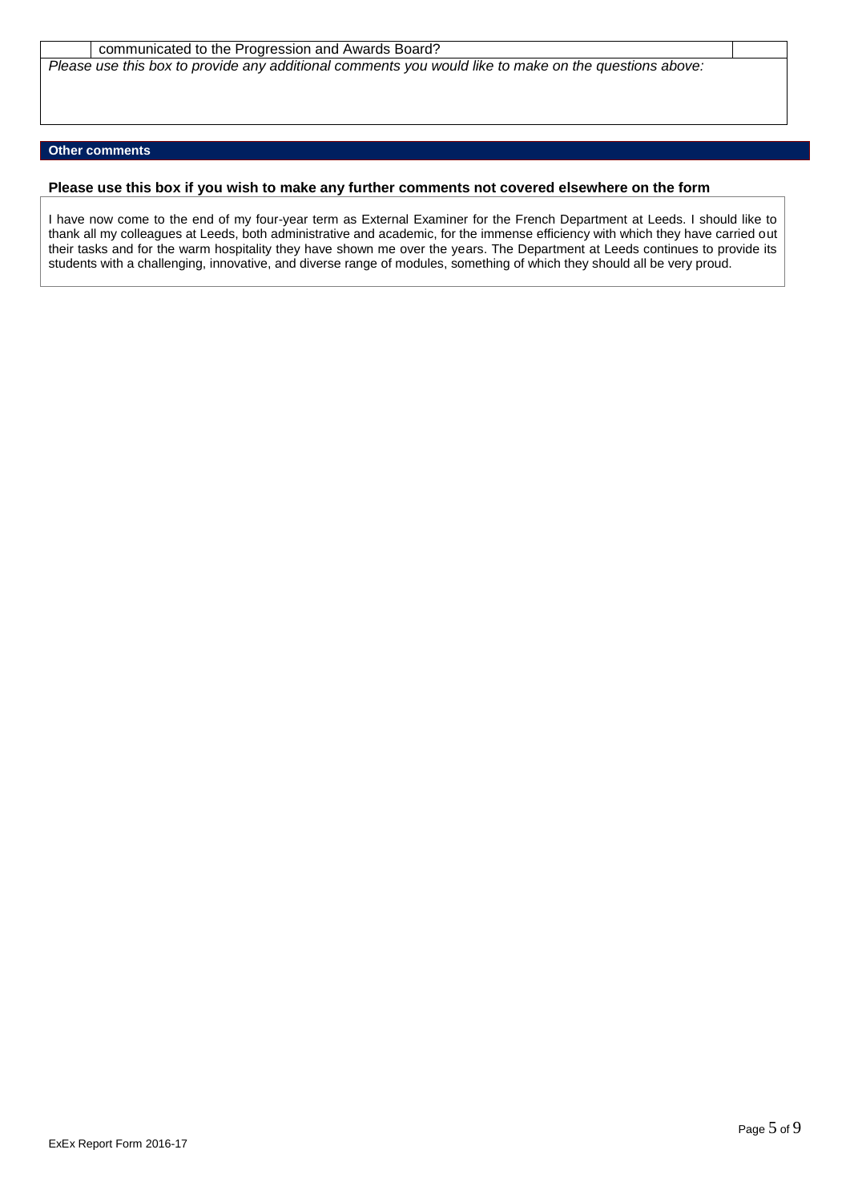| | communicated to the Progression and Awards Board? | |
|---|---|---|

*Please use this box to provide any additional comments you would like to make on the questions above:*

## Other comments

**Please use this box if you wish to make any further comments not covered elsewhere on the form**

I have now come to the end of my four-year term as External Examiner for the French Department at Leeds. I should like to thank all my colleagues at Leeds, both administrative and academic, for the immense efficiency with which they have carried out their tasks and for the warm hospitality they have shown me over the years. The Department at Leeds continues to provide its students with a challenging, innovative, and diverse range of modules, something of which they should all be very proud.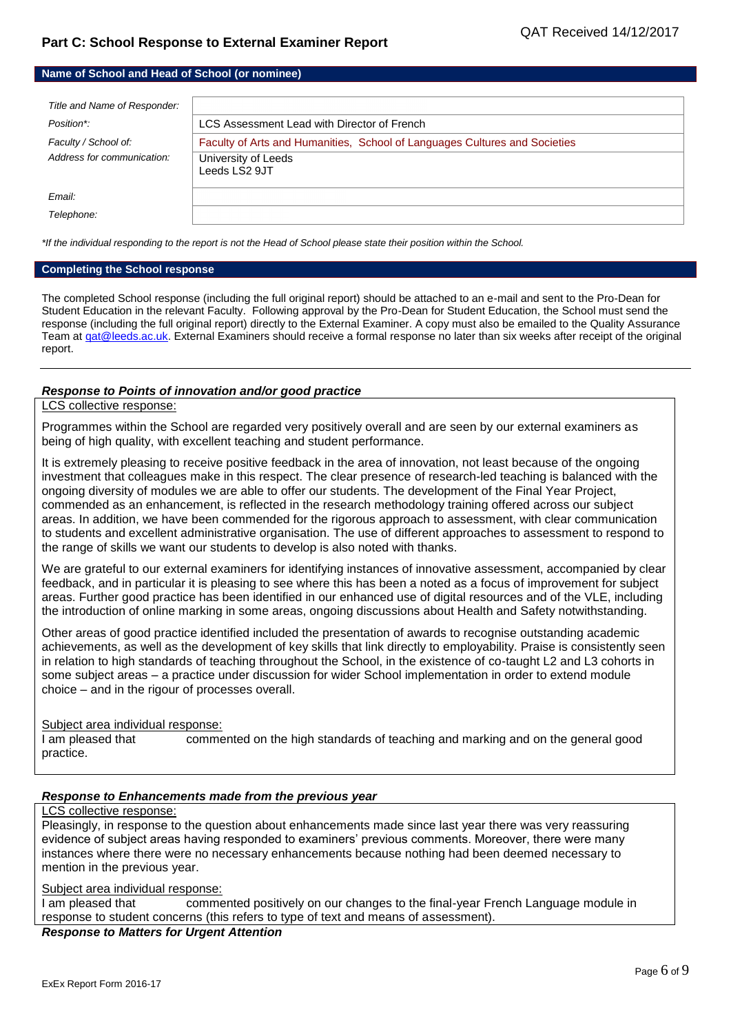## Part C: School Response to External Examiner Report

QAT Received 14/12/2017

### Name of School and Head of School (or nominee)

| | |
|---|---|
| *Title and Name of Responder:* | |
| *Position\*:* | LCS Assessment Lead with Director of French |
| *Faculty / School of:* | Faculty of Arts and Humanities, School of Languages Cultures and Societies |
| *Address for communication:* | University of Leeds<br>Leeds LS2 9JT |
| *Email:* | |
| *Telephone:* | |

*\*If the individual responding to the report is not the Head of School please state their position within the School.*

### Completing the School response

The completed School response (including the full original report) should be attached to an e-mail and sent to the Pro-Dean for Student Education in the relevant Faculty. Following approval by the Pro-Dean for Student Education, the School must send the response (including the full original report) directly to the External Examiner. A copy must also be emailed to the Quality Assurance Team at qat@leeds.ac.uk. External Examiners should receive a formal response no later than six weeks after receipt of the original report.

### *Response to Points of innovation and/or good practice*

LCS collective response:

Programmes within the School are regarded very positively overall and are seen by our external examiners as being of high quality, with excellent teaching and student performance.

It is extremely pleasing to receive positive feedback in the area of innovation, not least because of the ongoing investment that colleagues make in this respect. The clear presence of research-led teaching is balanced with the ongoing diversity of modules we are able to offer our students. The development of the Final Year Project, commended as an enhancement, is reflected in the research methodology training offered across our subject areas. In addition, we have been commended for the rigorous approach to assessment, with clear communication to students and excellent administrative organisation. The use of different approaches to assessment to respond to the range of skills we want our students to develop is also noted with thanks.

We are grateful to our external examiners for identifying instances of innovative assessment, accompanied by clear feedback, and in particular it is pleasing to see where this has been a noted as a focus of improvement for subject areas. Further good practice has been identified in our enhanced use of digital resources and of the VLE, including the introduction of online marking in some areas, ongoing discussions about Health and Safety notwithstanding.

Other areas of good practice identified included the presentation of awards to recognise outstanding academic achievements, as well as the development of key skills that link directly to employability. Praise is consistently seen in relation to high standards of teaching throughout the School, in the existence of co-taught L2 and L3 cohorts in some subject areas – a practice under discussion for wider School implementation in order to extend module choice – and in the rigour of processes overall.

Subject area individual response:

I am pleased that commented on the high standards of teaching and marking and on the general good practice.

### *Response to Enhancements made from the previous year*

LCS collective response:

Pleasingly, in response to the question about enhancements made since last year there was very reassuring evidence of subject areas having responded to examiners' previous comments. Moreover, there were many instances where there were no necessary enhancements because nothing had been deemed necessary to mention in the previous year.

Subject area individual response:

I am pleased that commented positively on our changes to the final-year French Language module in response to student concerns (this refers to type of text and means of assessment).

### *Response to Matters for Urgent Attention*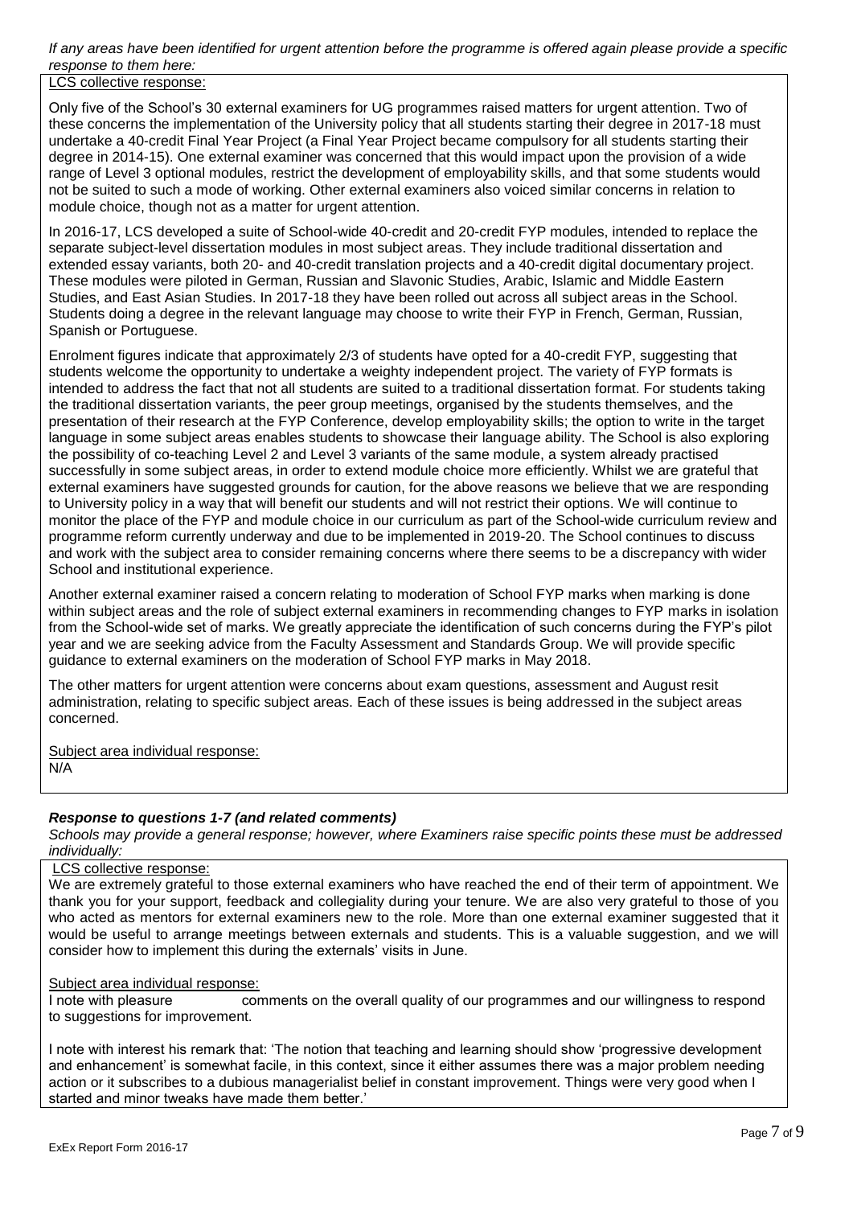*If any areas have been identified for urgent attention before the programme is offered again please provide a specific response to them here:*

LCS collective response:

Only five of the School's 30 external examiners for UG programmes raised matters for urgent attention. Two of these concerns the implementation of the University policy that all students starting their degree in 2017-18 must undertake a 40-credit Final Year Project (a Final Year Project became compulsory for all students starting their degree in 2014-15). One external examiner was concerned that this would impact upon the provision of a wide range of Level 3 optional modules, restrict the development of employability skills, and that some students would not be suited to such a mode of working. Other external examiners also voiced similar concerns in relation to module choice, though not as a matter for urgent attention.

In 2016-17, LCS developed a suite of School-wide 40-credit and 20-credit FYP modules, intended to replace the separate subject-level dissertation modules in most subject areas. They include traditional dissertation and extended essay variants, both 20- and 40-credit translation projects and a 40-credit digital documentary project. These modules were piloted in German, Russian and Slavonic Studies, Arabic, Islamic and Middle Eastern Studies, and East Asian Studies. In 2017-18 they have been rolled out across all subject areas in the School. Students doing a degree in the relevant language may choose to write their FYP in French, German, Russian, Spanish or Portuguese.

Enrolment figures indicate that approximately 2/3 of students have opted for a 40-credit FYP, suggesting that students welcome the opportunity to undertake a weighty independent project. The variety of FYP formats is intended to address the fact that not all students are suited to a traditional dissertation format. For students taking the traditional dissertation variants, the peer group meetings, organised by the students themselves, and the presentation of their research at the FYP Conference, develop employability skills; the option to write in the target language in some subject areas enables students to showcase their language ability. The School is also exploring the possibility of co-teaching Level 2 and Level 3 variants of the same module, a system already practised successfully in some subject areas, in order to extend module choice more efficiently. Whilst we are grateful that external examiners have suggested grounds for caution, for the above reasons we believe that we are responding to University policy in a way that will benefit our students and will not restrict their options. We will continue to monitor the place of the FYP and module choice in our curriculum as part of the School-wide curriculum review and programme reform currently underway and due to be implemented in 2019-20. The School continues to discuss and work with the subject area to consider remaining concerns where there seems to be a discrepancy with wider School and institutional experience.

Another external examiner raised a concern relating to moderation of School FYP marks when marking is done within subject areas and the role of subject external examiners in recommending changes to FYP marks in isolation from the School-wide set of marks. We greatly appreciate the identification of such concerns during the FYP's pilot year and we are seeking advice from the Faculty Assessment and Standards Group. We will provide specific guidance to external examiners on the moderation of School FYP marks in May 2018.

The other matters for urgent attention were concerns about exam questions, assessment and August resit administration, relating to specific subject areas. Each of these issues is being addressed in the subject areas concerned.

Subject area individual response:
N/A

### ***Response to questions 1-7 (and related comments)***

*Schools may provide a general response; however, where Examiners raise specific points these must be addressed individually:*

LCS collective response:

We are extremely grateful to those external examiners who have reached the end of their term of appointment. We thank you for your support, feedback and collegiality during your tenure. We are also very grateful to those of you who acted as mentors for external examiners new to the role. More than one external examiner suggested that it would be useful to arrange meetings between externals and students. This is a valuable suggestion, and we will consider how to implement this during the externals' visits in June.

Subject area individual response:

I note with pleasure comments on the overall quality of our programmes and our willingness to respond to suggestions for improvement.

I note with interest his remark that: 'The notion that teaching and learning should show 'progressive development and enhancement' is somewhat facile, in this context, since it either assumes there was a major problem needing action or it subscribes to a dubious managerialist belief in constant improvement. Things were very good when I started and minor tweaks have made them better.'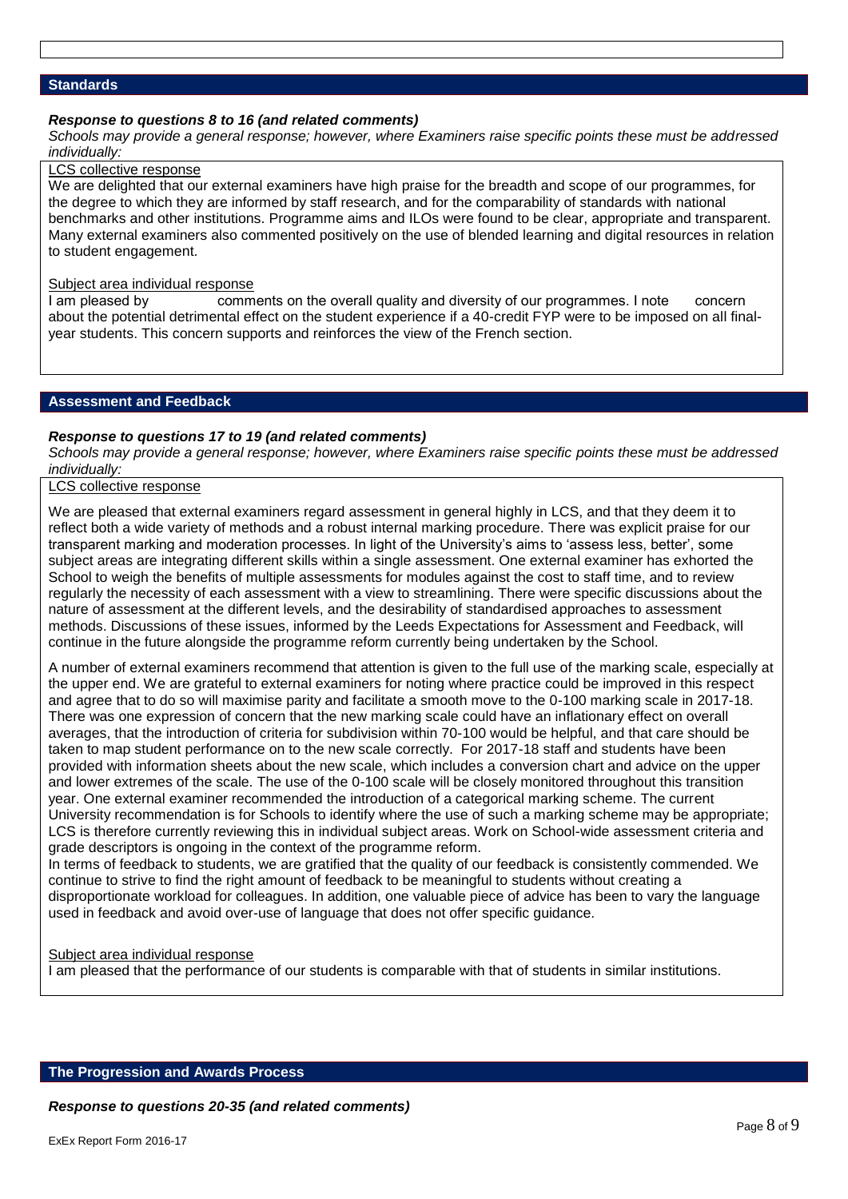## Standards

***Response to questions 8 to 16 (and related comments)***

*Schools may provide a general response; however, where Examiners raise specific points these must be addressed individually:*

LCS collective response

We are delighted that our external examiners have high praise for the breadth and scope of our programmes, for the degree to which they are informed by staff research, and for the comparability of standards with national benchmarks and other institutions. Programme aims and ILOs were found to be clear, appropriate and transparent. Many external examiners also commented positively on the use of blended learning and digital resources in relation to student engagement.

Subject area individual response

I am pleased by comments on the overall quality and diversity of our programmes. I note concern about the potential detrimental effect on the student experience if a 40-credit FYP were to be imposed on all final-year students. This concern supports and reinforces the view of the French section.

## Assessment and Feedback

***Response to questions 17 to 19 (and related comments)***

*Schools may provide a general response; however, where Examiners raise specific points these must be addressed individually:*

LCS collective response

We are pleased that external examiners regard assessment in general highly in LCS, and that they deem it to reflect both a wide variety of methods and a robust internal marking procedure. There was explicit praise for our transparent marking and moderation processes. In light of the University's aims to 'assess less, better', some subject areas are integrating different skills within a single assessment. One external examiner has exhorted the School to weigh the benefits of multiple assessments for modules against the cost to staff time, and to review regularly the necessity of each assessment with a view to streamlining. There were specific discussions about the nature of assessment at the different levels, and the desirability of standardised approaches to assessment methods. Discussions of these issues, informed by the Leeds Expectations for Assessment and Feedback, will continue in the future alongside the programme reform currently being undertaken by the School.

A number of external examiners recommend that attention is given to the full use of the marking scale, especially at the upper end. We are grateful to external examiners for noting where practice could be improved in this respect and agree that to do so will maximise parity and facilitate a smooth move to the 0-100 marking scale in 2017-18. There was one expression of concern that the new marking scale could have an inflationary effect on overall averages, that the introduction of criteria for subdivision within 70-100 would be helpful, and that care should be taken to map student performance on to the new scale correctly. For 2017-18 staff and students have been provided with information sheets about the new scale, which includes a conversion chart and advice on the upper and lower extremes of the scale. The use of the 0-100 scale will be closely monitored throughout this transition year. One external examiner recommended the introduction of a categorical marking scheme. The current University recommendation is for Schools to identify where the use of such a marking scheme may be appropriate; LCS is therefore currently reviewing this in individual subject areas. Work on School-wide assessment criteria and grade descriptors is ongoing in the context of the programme reform.

In terms of feedback to students, we are gratified that the quality of our feedback is consistently commended. We continue to strive to find the right amount of feedback to be meaningful to students without creating a disproportionate workload for colleagues. In addition, one valuable piece of advice has been to vary the language used in feedback and avoid over-use of language that does not offer specific guidance.

Subject area individual response

I am pleased that the performance of our students is comparable with that of students in similar institutions.

## The Progression and Awards Process

***Response to questions 20-35 (and related comments)***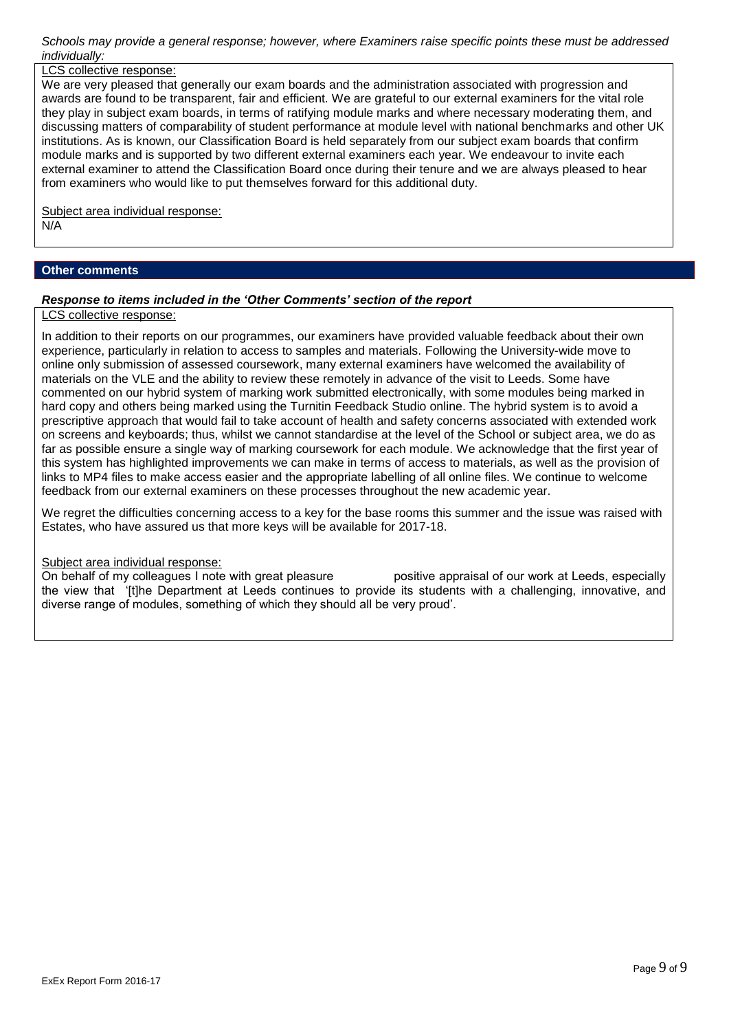*Schools may provide a general response; however, where Examiners raise specific points these must be addressed individually:*

LCS collective response:

We are very pleased that generally our exam boards and the administration associated with progression and awards are found to be transparent, fair and efficient. We are grateful to our external examiners for the vital role they play in subject exam boards, in terms of ratifying module marks and where necessary moderating them, and discussing matters of comparability of student performance at module level with national benchmarks and other UK institutions. As is known, our Classification Board is held separately from our subject exam boards that confirm module marks and is supported by two different external examiners each year. We endeavour to invite each external examiner to attend the Classification Board once during their tenure and we are always pleased to hear from examiners who would like to put themselves forward for this additional duty.

Subject area individual response:

N/A

## Other comments

### *Response to items included in the 'Other Comments' section of the report*

LCS collective response:

In addition to their reports on our programmes, our examiners have provided valuable feedback about their own experience, particularly in relation to access to samples and materials. Following the University-wide move to online only submission of assessed coursework, many external examiners have welcomed the availability of materials on the VLE and the ability to review these remotely in advance of the visit to Leeds. Some have commented on our hybrid system of marking work submitted electronically, with some modules being marked in hard copy and others being marked using the Turnitin Feedback Studio online. The hybrid system is to avoid a prescriptive approach that would fail to take account of health and safety concerns associated with extended work on screens and keyboards; thus, whilst we cannot standardise at the level of the School or subject area, we do as far as possible ensure a single way of marking coursework for each module. We acknowledge that the first year of this system has highlighted improvements we can make in terms of access to materials, as well as the provision of links to MP4 files to make access easier and the appropriate labelling of all online files. We continue to welcome feedback from our external examiners on these processes throughout the new academic year.

We regret the difficulties concerning access to a key for the base rooms this summer and the issue was raised with Estates, who have assured us that more keys will be available for 2017-18.

Subject area individual response:

On behalf of my colleagues I note with great pleasure positive appraisal of our work at Leeds, especially the view that '[t]he Department at Leeds continues to provide its students with a challenging, innovative, and diverse range of modules, something of which they should all be very proud'.